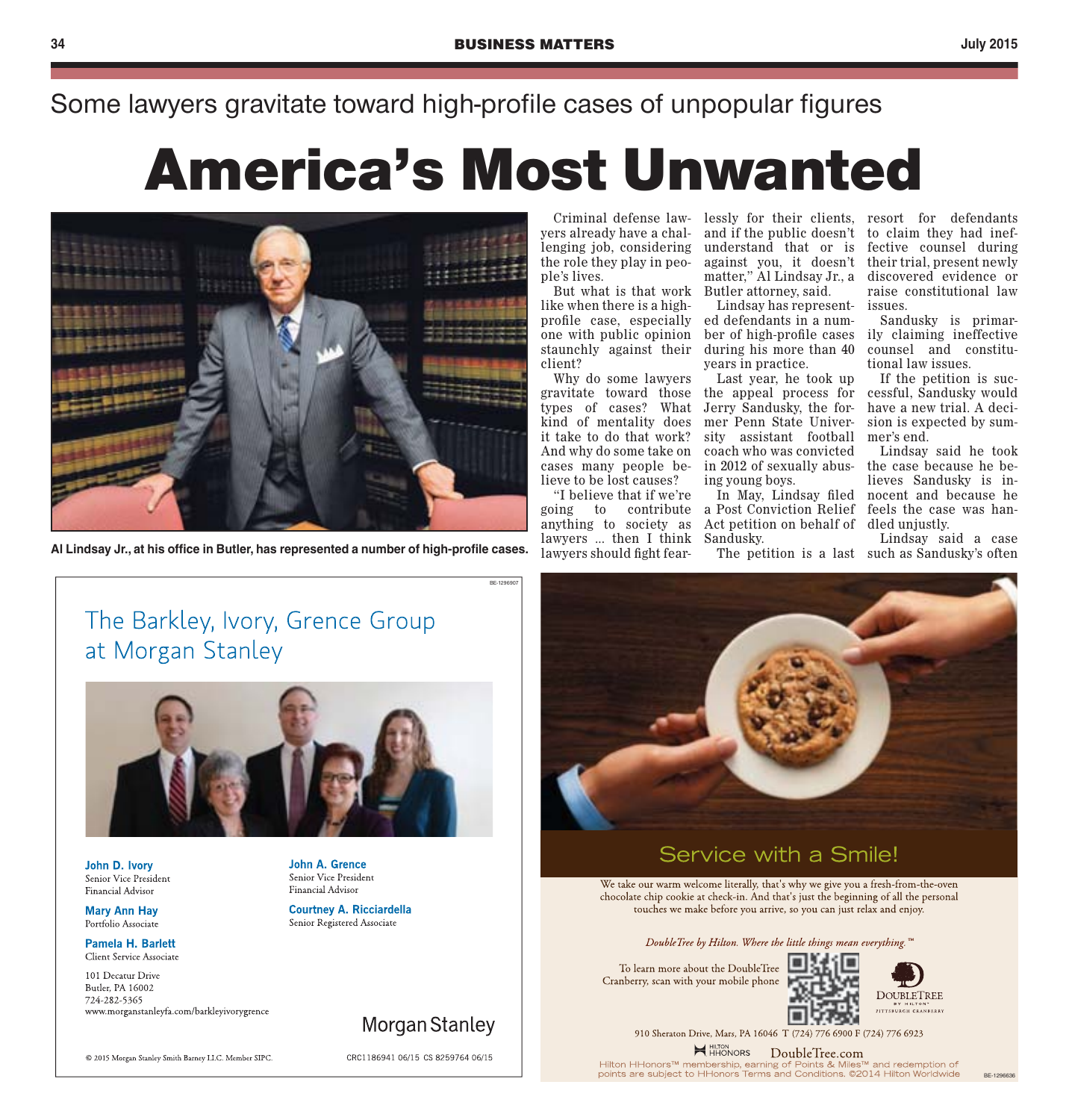Some lawyers gravitate toward high-profile cases of unpopular figures

# America's Most Unwanted

Al Lindsay Jr., at his office in Butler, has represented a number of high-profile cases.

Criminal defense lawyers already have a challenging job, considering the role they play in people's lives.

But what is that work like when there is a high-profile case, especially one with public opinion staunchly against their client?

Why do some lawyers gravitate toward those types of cases? What kind of mentality does it take to do that work? And why do some take on cases many people believe to be lost causes?

"I believe that if we're going to contribute anything to society as lawyers ... then I think lawyers should fight fearlessly for their clients, and if the public doesn't understand that or is against you, it doesn't matter," Al Lindsay Jr., a Butler attorney, said.

Lindsay has represented defendants in a number of high-profile cases during his more than 40 years in practice.

Last year, he took up the appeal process for Jerry Sandusky, the former Penn State University assistant football coach who was convicted in 2012 of sexually abusing young boys.

In May, Lindsay filed a Post Conviction Relief Act petition on behalf of Sandusky.

The petition is a last resort for defendants to claim they had ineffective counsel during their trial, present newly discovered evidence or raise constitutional law issues.

Sandusky is primarily claiming ineffective counsel and constitutional law issues.

If the petition is successful, Sandusky would have a new trial. A decision is expected by summer's end.

Lindsay said he took the case because he believes Sandusky is innocent and because he feels the case was handled unjustly.

Lindsay said a case such as Sandusky's often

---

BE-1296907

## The Barkley, Ivory, Grence Group at Morgan Stanley

**John D. Ivory**
Senior Vice President
Financial Advisor

**Mary Ann Hay**
Portfolio Associate

**Pamela H. Barlett**
Client Service Associate

**John A. Grence**
Senior Vice President
Financial Advisor

**Courtney A. Ricciardella**
Senior Registered Associate

101 Decatur Drive
Butler, PA 16002
724-282-5365
www.morganstanleyfa.com/barkleyivorygrence

Morgan Stanley

© 2015 Morgan Stanley Smith Barney LLC. Member SIPC.

CRC1186941 06/15 CS 8259764 06/15

---

## Service with a Smile!

We take our warm welcome literally, that's why we give you a fresh-from-the-oven chocolate chip cookie at check-in. And that's just the beginning of all the personal touches we make before you arrive, so you can just relax and enjoy.

*DoubleTree by Hilton. Where the little things mean everything.™*

To learn more about the DoubleTree Cranberry, scan with your mobile phone

DOUBLETREE BY HILTON™ PITTSBURGH CRANBERRY

910 Sheraton Drive, Mars, PA 16046 T (724) 776 6900 F (724) 776 6923

HILTON HHONORS DoubleTree.com

Hilton HHonors™ membership, earning of Points & Miles™ and redemption of points are subject to HHonors Terms and Conditions. ©2014 Hilton Worldwide

BE-1296636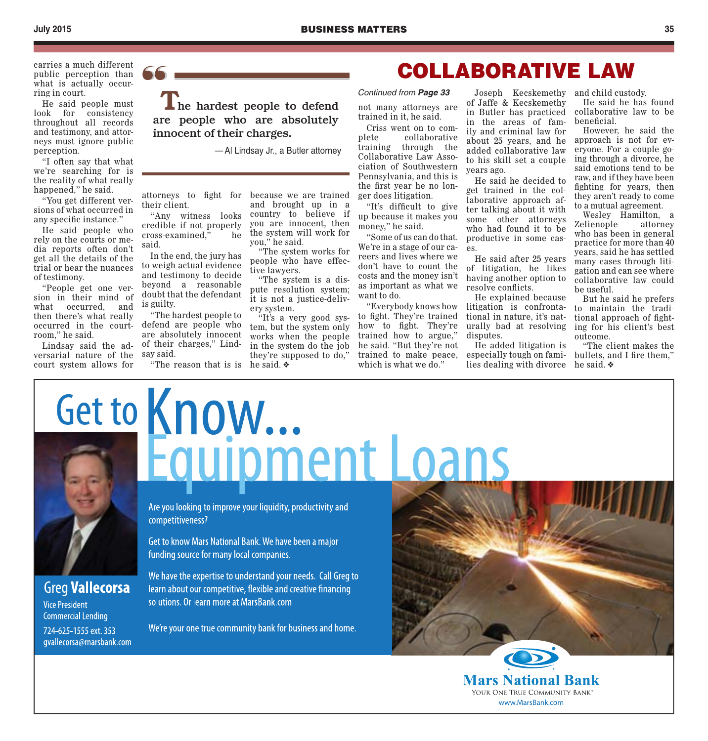carries a much different public perception than what is actually occurring in court.

He said people must look for consistency throughout all records and testimony, and attorneys must ignore public perception.

"I often say that what we're searching for is the reality of what really happened," he said.

"You get different versions of what occurred in any specific instance."

He said people who rely on the courts or media reports often don't get all the details of the trial or hear the nuances of testimony.

"People get one version in their mind of what occurred, and then there's what really occurred in the courtroom," he said.

Lindsay said the adversarial nature of the court system allows for attorneys to fight for their client.

"Any witness looks credible if not properly cross-examined," he said.

In the end, the jury has to weigh actual evidence and testimony to decide beyond a reasonable doubt that the defendant is guilty.

"The hardest people to defend are people who are absolutely innocent of their charges," Lindsay said.

"The reason that is is because we are trained and brought up in a country to believe if you are innocent, then the system will work for you," he said.

"The system works for people who have effective lawyers.

"The system is a dispute resolution system; it is not a justice-delivery system.

"It's a very good system, but the system only works when the people in the system do the job they're supposed to do," he said. ❖

> **The hardest people to defend are people who are absolutely innocent of their charges.**
>
> — Al Lindsay Jr., a Butler attorney

# COLLABORATIVE LAW

*Continued from **Page 33***

not many attorneys are trained in it, he said.

Criss went on to complete collaborative training through the Collaborative Law Association of Southwestern Pennsylvania, and this is the first year he no longer does litigation.

"It's difficult to give up because it makes you money," he said.

"Some of us can do that. We're in a stage of our careers and lives where we don't have to count the costs and the money isn't as important as what we want to do.

"Everybody knows how to fight. They're trained how to fight. They're trained how to argue," he said. "But they're not trained to make peace, which is what we do."

Joseph Kecskemethy of Jaffe & Kecskemethy in Butler has practiced in the areas of family and criminal law for about 25 years, and he added collaborative law to his skill set a couple years ago.

He said he decided to get trained in the collaborative approach after talking about it with some other attorneys who had found it to be productive in some cases.

He said after 25 years of litigation, he likes having another option to resolve conflicts.

He explained because litigation is confrontational in nature, it's naturally bad at resolving disputes.

He added litigation is especially tough on families dealing with divorce and child custody.

He said he has found collaborative law to be beneficial.

However, he said the approach is not for everyone. For a couple going through a divorce, he said emotions tend to be raw, and if they have been fighting for years, then they aren't ready to come to a mutual agreement.

Wesley Hamilton, a Zelienople attorney who has been in general practice for more than 40 years, said he has settled many cases through litigation and can see where collaborative law could be useful.

But he said he prefers to maintain the traditional approach of fighting for his client's best outcome.

"The client makes the bullets, and I fire them," he said. ❖

---

# Get to Know... Equipment Loans

Are you looking to improve your liquidity, productivity and competitiveness?

Get to know Mars National Bank. We have been a major funding source for many local companies.

We have the expertise to understand your needs. Call Greg to learn about our competitive, flexible and creative financing solutions. Or learn more at MarsBank.com

We're your one true community bank for business and home.

Greg **Vallecorsa**
Vice President
Commercial Lending
724-625-1555 ext. 353
gvallecorsa@marsbank.com

**Mars National Bank**
Your One True Community Bank®
www.MarsBank.com